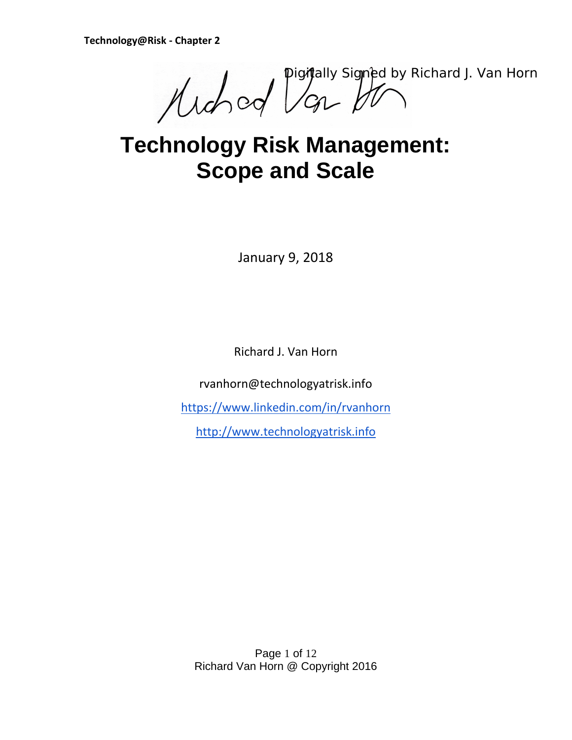Digitally Signed by Richard J. Van Horn

# Technology Risk Management: Scope and Scale

January 9, 2018

Richard J. Van Horn

rvanhorn@technologyatrisk.info

https://www.linkedin.com/in/rvanhorn

http://www.technologyatrisk.info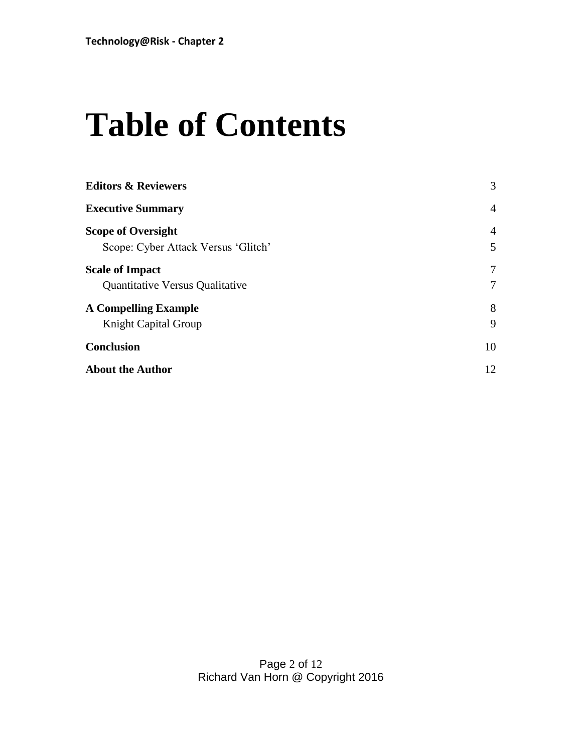# Table of Contents

| | |
|---|---|
| **Editors & Reviewers** | 3 |
| **Executive Summary** | 4 |
| **Scope of Oversight** | 4 |
| Scope: Cyber Attack Versus 'Glitch' | 5 |
| **Scale of Impact** | 7 |
| Quantitative Versus Qualitative | 7 |
| **A Compelling Example** | 8 |
| Knight Capital Group | 9 |
| **Conclusion** | 10 |
| **About the Author** | 12 |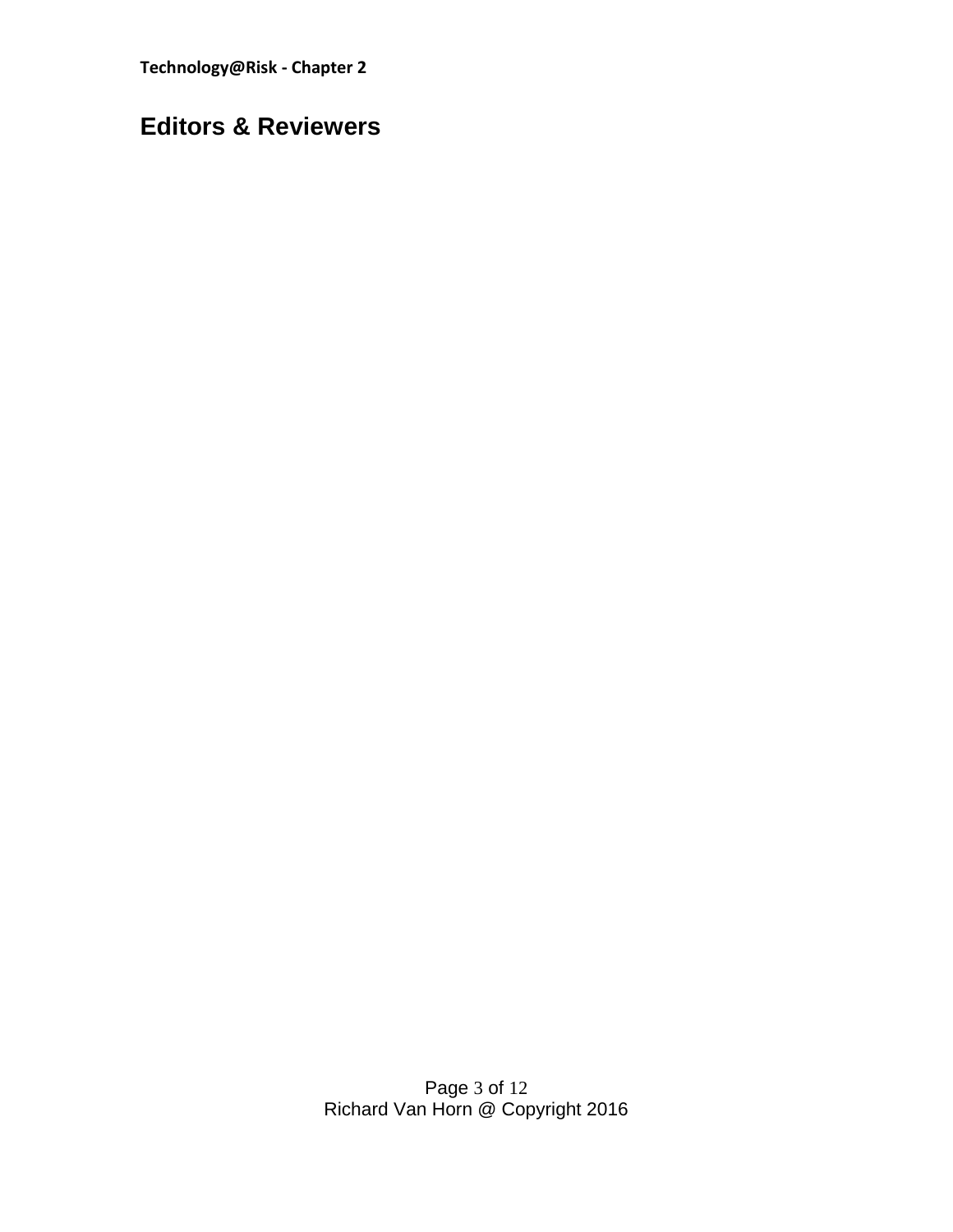# Editors & Reviewers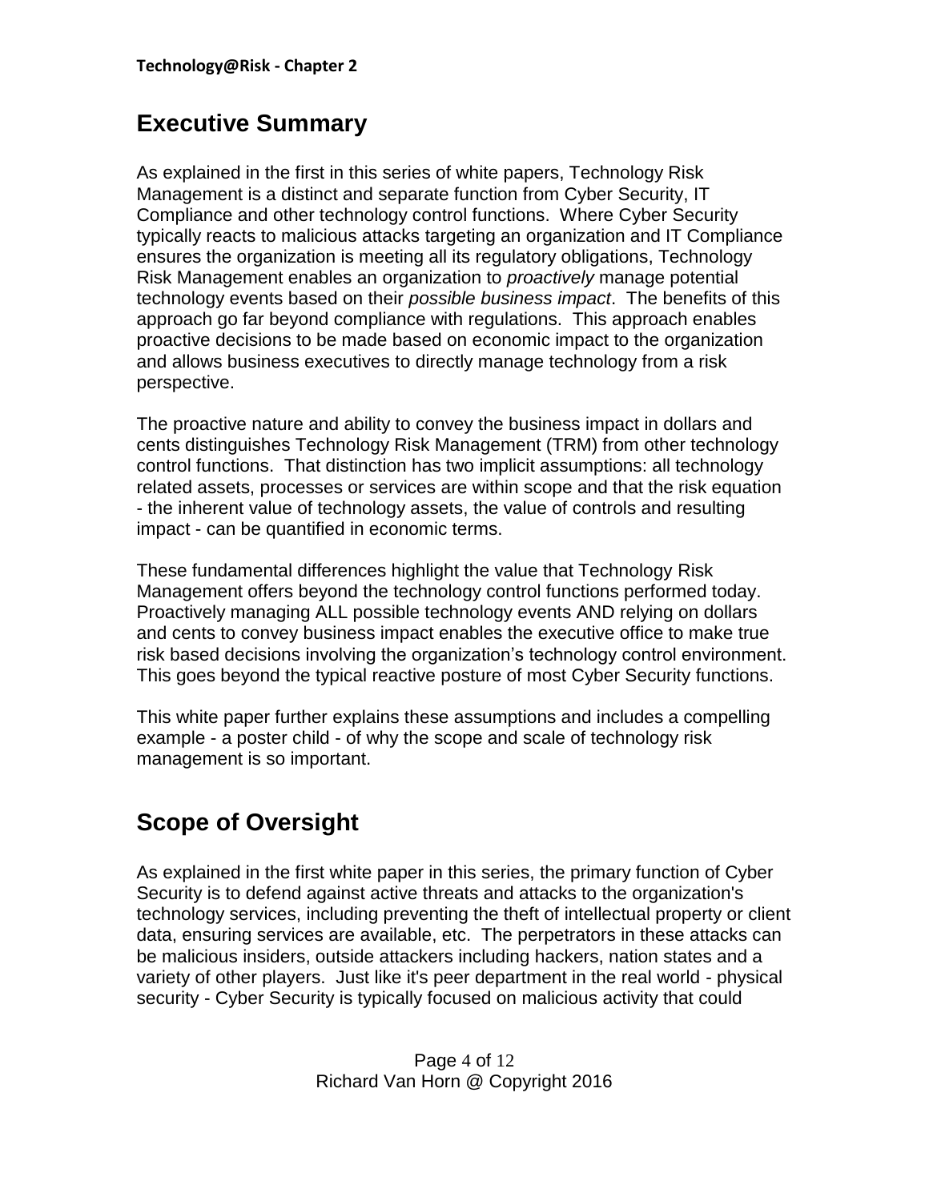## Executive Summary

As explained in the first in this series of white papers, Technology Risk Management is a distinct and separate function from Cyber Security, IT Compliance and other technology control functions. Where Cyber Security typically reacts to malicious attacks targeting an organization and IT Compliance ensures the organization is meeting all its regulatory obligations, Technology Risk Management enables an organization to *proactively* manage potential technology events based on their *possible business impact*. The benefits of this approach go far beyond compliance with regulations. This approach enables proactive decisions to be made based on economic impact to the organization and allows business executives to directly manage technology from a risk perspective.

The proactive nature and ability to convey the business impact in dollars and cents distinguishes Technology Risk Management (TRM) from other technology control functions. That distinction has two implicit assumptions: all technology related assets, processes or services are within scope and that the risk equation - the inherent value of technology assets, the value of controls and resulting impact - can be quantified in economic terms.

These fundamental differences highlight the value that Technology Risk Management offers beyond the technology control functions performed today. Proactively managing ALL possible technology events AND relying on dollars and cents to convey business impact enables the executive office to make true risk based decisions involving the organization's technology control environment. This goes beyond the typical reactive posture of most Cyber Security functions.

This white paper further explains these assumptions and includes a compelling example - a poster child - of why the scope and scale of technology risk management is so important.

## Scope of Oversight

As explained in the first white paper in this series, the primary function of Cyber Security is to defend against active threats and attacks to the organization's technology services, including preventing the theft of intellectual property or client data, ensuring services are available, etc. The perpetrators in these attacks can be malicious insiders, outside attackers including hackers, nation states and a variety of other players. Just like it's peer department in the real world - physical security - Cyber Security is typically focused on malicious activity that could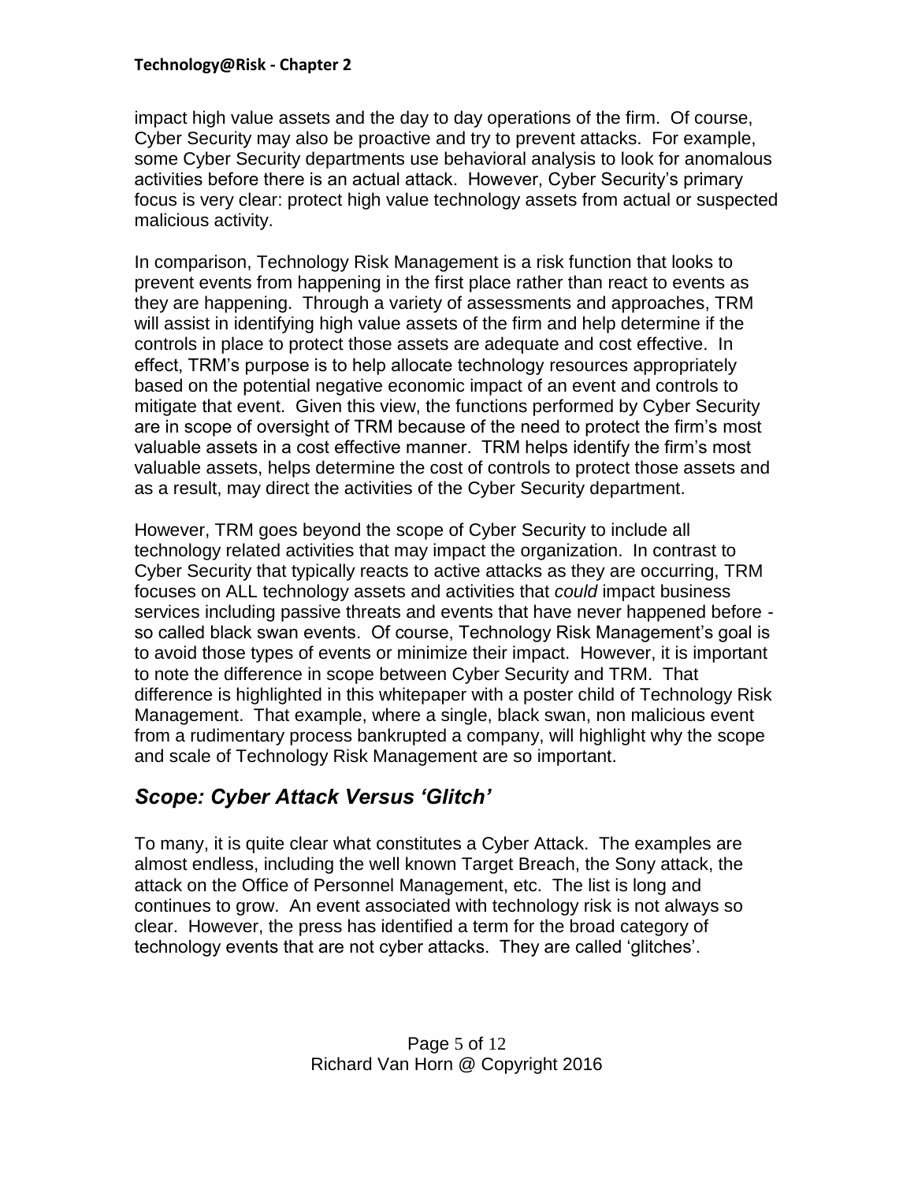impact high value assets and the day to day operations of the firm. Of course, Cyber Security may also be proactive and try to prevent attacks. For example, some Cyber Security departments use behavioral analysis to look for anomalous activities before there is an actual attack. However, Cyber Security's primary focus is very clear: protect high value technology assets from actual or suspected malicious activity.

In comparison, Technology Risk Management is a risk function that looks to prevent events from happening in the first place rather than react to events as they are happening. Through a variety of assessments and approaches, TRM will assist in identifying high value assets of the firm and help determine if the controls in place to protect those assets are adequate and cost effective. In effect, TRM's purpose is to help allocate technology resources appropriately based on the potential negative economic impact of an event and controls to mitigate that event. Given this view, the functions performed by Cyber Security are in scope of oversight of TRM because of the need to protect the firm's most valuable assets in a cost effective manner. TRM helps identify the firm's most valuable assets, helps determine the cost of controls to protect those assets and as a result, may direct the activities of the Cyber Security department.

However, TRM goes beyond the scope of Cyber Security to include all technology related activities that may impact the organization. In contrast to Cyber Security that typically reacts to active attacks as they are occurring, TRM focuses on ALL technology assets and activities that *could* impact business services including passive threats and events that have never happened before - so called black swan events. Of course, Technology Risk Management's goal is to avoid those types of events or minimize their impact. However, it is important to note the difference in scope between Cyber Security and TRM. That difference is highlighted in this whitepaper with a poster child of Technology Risk Management. That example, where a single, black swan, non malicious event from a rudimentary process bankrupted a company, will highlight why the scope and scale of Technology Risk Management are so important.

## *Scope: Cyber Attack Versus 'Glitch'*

To many, it is quite clear what constitutes a Cyber Attack. The examples are almost endless, including the well known Target Breach, the Sony attack, the attack on the Office of Personnel Management, etc. The list is long and continues to grow. An event associated with technology risk is not always so clear. However, the press has identified a term for the broad category of technology events that are not cyber attacks. They are called 'glitches'.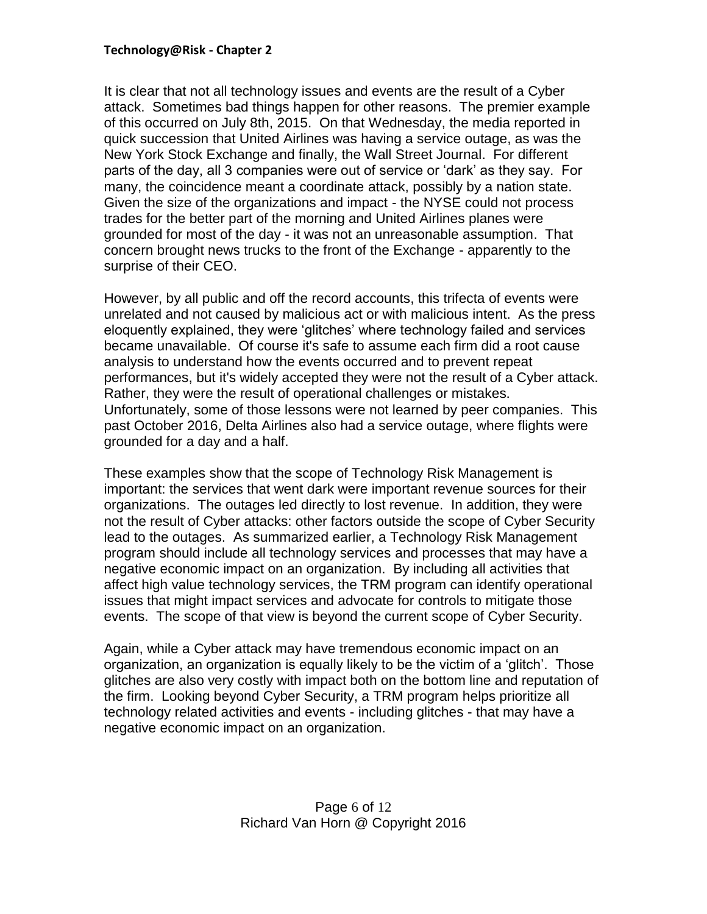It is clear that not all technology issues and events are the result of a Cyber attack. Sometimes bad things happen for other reasons. The premier example of this occurred on July 8th, 2015. On that Wednesday, the media reported in quick succession that United Airlines was having a service outage, as was the New York Stock Exchange and finally, the Wall Street Journal. For different parts of the day, all 3 companies were out of service or 'dark' as they say. For many, the coincidence meant a coordinate attack, possibly by a nation state. Given the size of the organizations and impact - the NYSE could not process trades for the better part of the morning and United Airlines planes were grounded for most of the day - it was not an unreasonable assumption. That concern brought news trucks to the front of the Exchange - apparently to the surprise of their CEO.

However, by all public and off the record accounts, this trifecta of events were unrelated and not caused by malicious act or with malicious intent. As the press eloquently explained, they were 'glitches' where technology failed and services became unavailable. Of course it's safe to assume each firm did a root cause analysis to understand how the events occurred and to prevent repeat performances, but it's widely accepted they were not the result of a Cyber attack. Rather, they were the result of operational challenges or mistakes. Unfortunately, some of those lessons were not learned by peer companies. This past October 2016, Delta Airlines also had a service outage, where flights were grounded for a day and a half.

These examples show that the scope of Technology Risk Management is important: the services that went dark were important revenue sources for their organizations. The outages led directly to lost revenue. In addition, they were not the result of Cyber attacks: other factors outside the scope of Cyber Security lead to the outages. As summarized earlier, a Technology Risk Management program should include all technology services and processes that may have a negative economic impact on an organization. By including all activities that affect high value technology services, the TRM program can identify operational issues that might impact services and advocate for controls to mitigate those events. The scope of that view is beyond the current scope of Cyber Security.

Again, while a Cyber attack may have tremendous economic impact on an organization, an organization is equally likely to be the victim of a 'glitch'. Those glitches are also very costly with impact both on the bottom line and reputation of the firm. Looking beyond Cyber Security, a TRM program helps prioritize all technology related activities and events - including glitches - that may have a negative economic impact on an organization.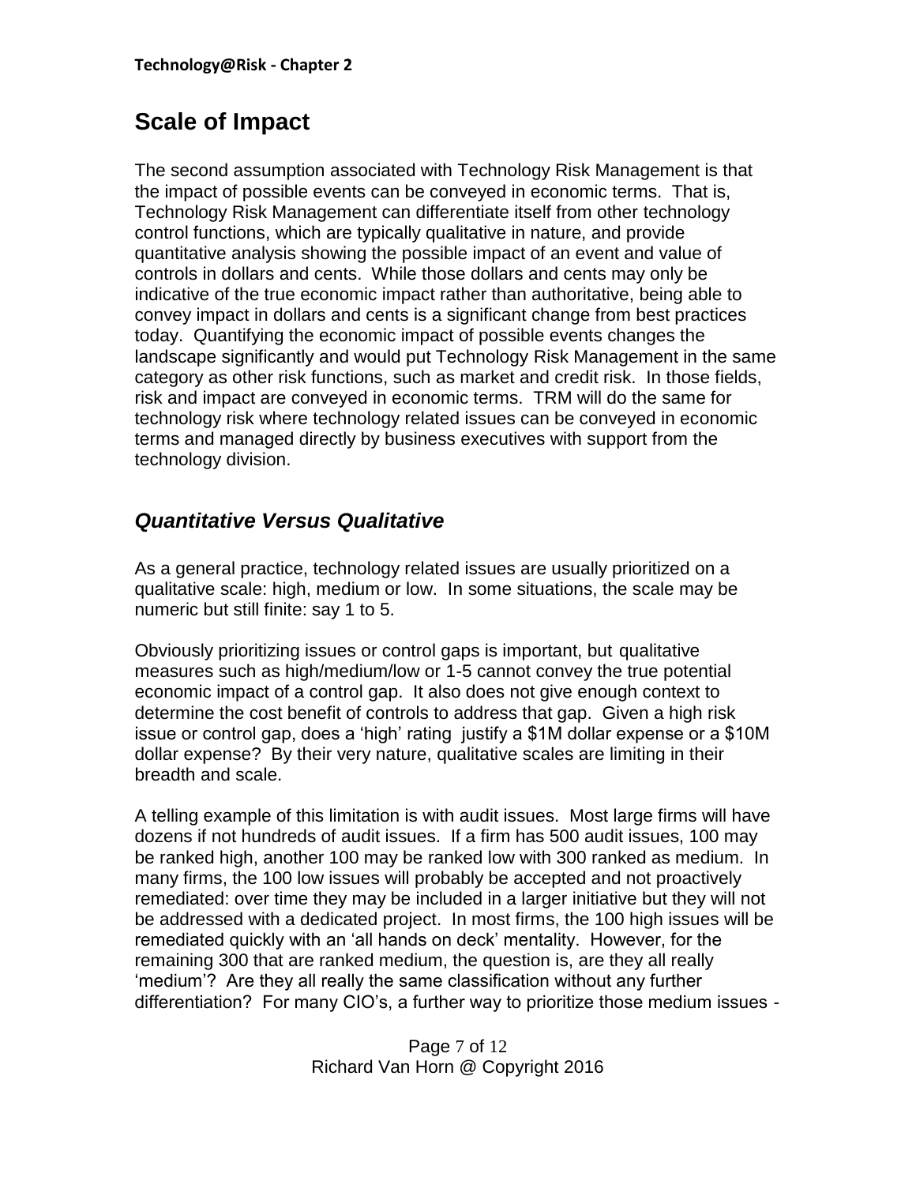## Scale of Impact

The second assumption associated with Technology Risk Management is that the impact of possible events can be conveyed in economic terms. That is, Technology Risk Management can differentiate itself from other technology control functions, which are typically qualitative in nature, and provide quantitative analysis showing the possible impact of an event and value of controls in dollars and cents. While those dollars and cents may only be indicative of the true economic impact rather than authoritative, being able to convey impact in dollars and cents is a significant change from best practices today. Quantifying the economic impact of possible events changes the landscape significantly and would put Technology Risk Management in the same category as other risk functions, such as market and credit risk. In those fields, risk and impact are conveyed in economic terms. TRM will do the same for technology risk where technology related issues can be conveyed in economic terms and managed directly by business executives with support from the technology division.

### *Quantitative Versus Qualitative*

As a general practice, technology related issues are usually prioritized on a qualitative scale: high, medium or low. In some situations, the scale may be numeric but still finite: say 1 to 5.

Obviously prioritizing issues or control gaps is important, but qualitative measures such as high/medium/low or 1-5 cannot convey the true potential economic impact of a control gap. It also does not give enough context to determine the cost benefit of controls to address that gap. Given a high risk issue or control gap, does a 'high' rating justify a $1M dollar expense or a $10M dollar expense? By their very nature, qualitative scales are limiting in their breadth and scale.

A telling example of this limitation is with audit issues. Most large firms will have dozens if not hundreds of audit issues. If a firm has 500 audit issues, 100 may be ranked high, another 100 may be ranked low with 300 ranked as medium. In many firms, the 100 low issues will probably be accepted and not proactively remediated: over time they may be included in a larger initiative but they will not be addressed with a dedicated project. In most firms, the 100 high issues will be remediated quickly with an 'all hands on deck' mentality. However, for the remaining 300 that are ranked medium, the question is, are they all really 'medium'? Are they all really the same classification without any further differentiation? For many CIO's, a further way to prioritize those medium issues -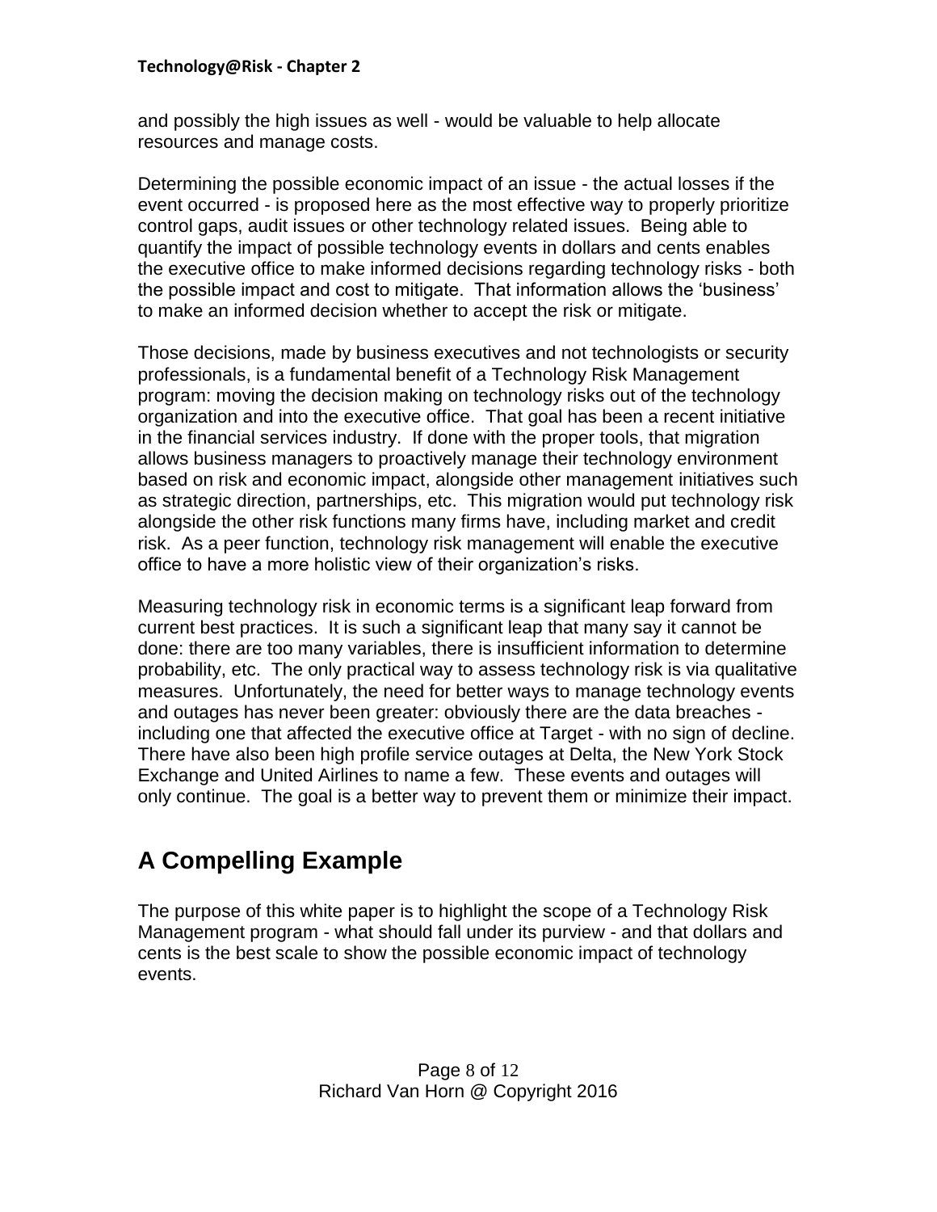and possibly the high issues as well - would be valuable to help allocate resources and manage costs.

Determining the possible economic impact of an issue - the actual losses if the event occurred - is proposed here as the most effective way to properly prioritize control gaps, audit issues or other technology related issues. Being able to quantify the impact of possible technology events in dollars and cents enables the executive office to make informed decisions regarding technology risks - both the possible impact and cost to mitigate. That information allows the 'business' to make an informed decision whether to accept the risk or mitigate.

Those decisions, made by business executives and not technologists or security professionals, is a fundamental benefit of a Technology Risk Management program: moving the decision making on technology risks out of the technology organization and into the executive office. That goal has been a recent initiative in the financial services industry. If done with the proper tools, that migration allows business managers to proactively manage their technology environment based on risk and economic impact, alongside other management initiatives such as strategic direction, partnerships, etc. This migration would put technology risk alongside the other risk functions many firms have, including market and credit risk. As a peer function, technology risk management will enable the executive office to have a more holistic view of their organization's risks.

Measuring technology risk in economic terms is a significant leap forward from current best practices. It is such a significant leap that many say it cannot be done: there are too many variables, there is insufficient information to determine probability, etc. The only practical way to assess technology risk is via qualitative measures. Unfortunately, the need for better ways to manage technology events and outages has never been greater: obviously there are the data breaches - including one that affected the executive office at Target - with no sign of decline. There have also been high profile service outages at Delta, the New York Stock Exchange and United Airlines to name a few. These events and outages will only continue. The goal is a better way to prevent them or minimize their impact.

## A Compelling Example

The purpose of this white paper is to highlight the scope of a Technology Risk Management program - what should fall under its purview - and that dollars and cents is the best scale to show the possible economic impact of technology events.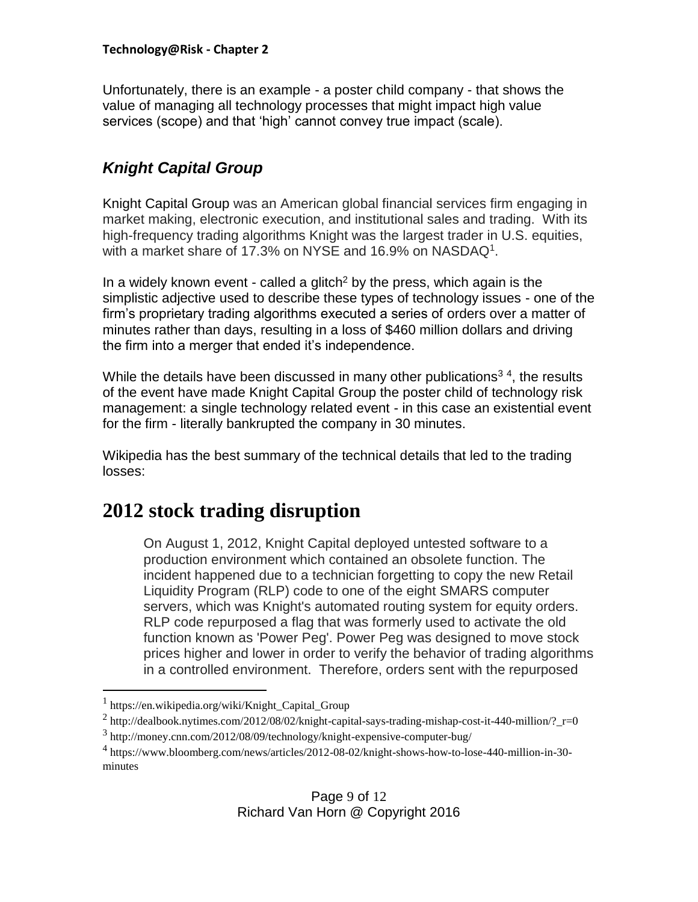Unfortunately, there is an example - a poster child company - that shows the value of managing all technology processes that might impact high value services (scope) and that 'high' cannot convey true impact (scale).

### *Knight Capital Group*

Knight Capital Group was an American global financial services firm engaging in market making, electronic execution, and institutional sales and trading. With its high-frequency trading algorithms Knight was the largest trader in U.S. equities, with a market share of 17.3% on NYSE and 16.9% on NASDAQ[1].

In a widely known event - called a glitch[2] by the press, which again is the simplistic adjective used to describe these types of technology issues - one of the firm's proprietary trading algorithms executed a series of orders over a matter of minutes rather than days, resulting in a loss of $460 million dollars and driving the firm into a merger that ended it's independence.

While the details have been discussed in many other publications[3] [4], the results of the event have made Knight Capital Group the poster child of technology risk management: a single technology related event - in this case an existential event for the firm - literally bankrupted the company in 30 minutes.

Wikipedia has the best summary of the technical details that led to the trading losses:

## 2012 stock trading disruption

> On August 1, 2012, Knight Capital deployed untested software to a production environment which contained an obsolete function. The incident happened due to a technician forgetting to copy the new Retail Liquidity Program (RLP) code to one of the eight SMARS computer servers, which was Knight's automated routing system for equity orders. RLP code repurposed a flag that was formerly used to activate the old function known as 'Power Peg'. Power Peg was designed to move stock prices higher and lower in order to verify the behavior of trading algorithms in a controlled environment. Therefore, orders sent with the repurposed

---

[1] https://en.wikipedia.org/wiki/Knight_Capital_Group

[2] http://dealbook.nytimes.com/2012/08/02/knight-capital-says-trading-mishap-cost-it-440-million/?_r=0

[3] http://money.cnn.com/2012/08/09/technology/knight-expensive-computer-bug/

[4] https://www.bloomberg.com/news/articles/2012-08-02/knight-shows-how-to-lose-440-million-in-30-minutes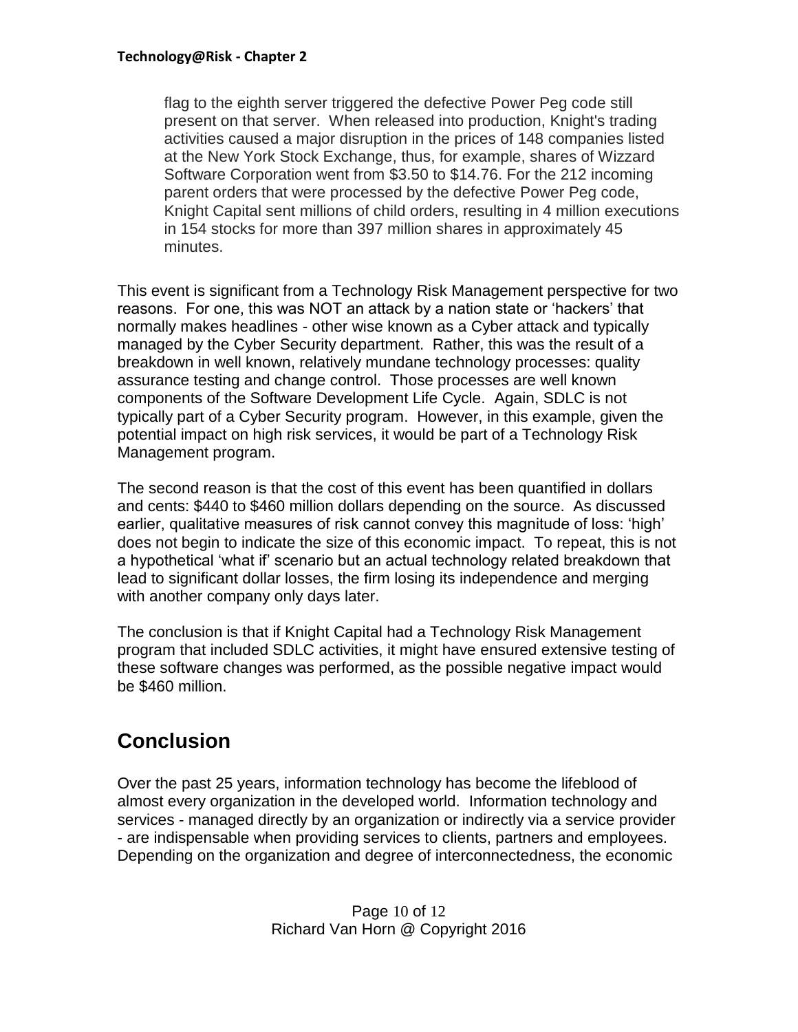> flag to the eighth server triggered the defective Power Peg code still present on that server. When released into production, Knight's trading activities caused a major disruption in the prices of 148 companies listed at the New York Stock Exchange, thus, for example, shares of Wizzard Software Corporation went from $3.50 to $14.76. For the 212 incoming parent orders that were processed by the defective Power Peg code, Knight Capital sent millions of child orders, resulting in 4 million executions in 154 stocks for more than 397 million shares in approximately 45 minutes.

This event is significant from a Technology Risk Management perspective for two reasons. For one, this was NOT an attack by a nation state or 'hackers' that normally makes headlines - other wise known as a Cyber attack and typically managed by the Cyber Security department. Rather, this was the result of a breakdown in well known, relatively mundane technology processes: quality assurance testing and change control. Those processes are well known components of the Software Development Life Cycle. Again, SDLC is not typically part of a Cyber Security program. However, in this example, given the potential impact on high risk services, it would be part of a Technology Risk Management program.

The second reason is that the cost of this event has been quantified in dollars and cents: $440 to $460 million dollars depending on the source. As discussed earlier, qualitative measures of risk cannot convey this magnitude of loss: 'high' does not begin to indicate the size of this economic impact. To repeat, this is not a hypothetical 'what if' scenario but an actual technology related breakdown that lead to significant dollar losses, the firm losing its independence and merging with another company only days later.

The conclusion is that if Knight Capital had a Technology Risk Management program that included SDLC activities, it might have ensured extensive testing of these software changes was performed, as the possible negative impact would be $460 million.

## Conclusion

Over the past 25 years, information technology has become the lifeblood of almost every organization in the developed world. Information technology and services - managed directly by an organization or indirectly via a service provider - are indispensable when providing services to clients, partners and employees. Depending on the organization and degree of interconnectedness, the economic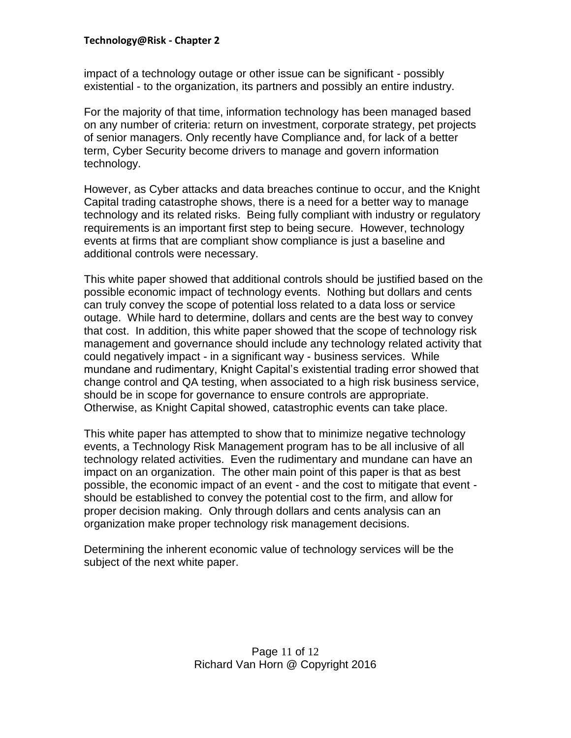impact of a technology outage or other issue can be significant - possibly existential - to the organization, its partners and possibly an entire industry.

For the majority of that time, information technology has been managed based on any number of criteria: return on investment, corporate strategy, pet projects of senior managers. Only recently have Compliance and, for lack of a better term, Cyber Security become drivers to manage and govern information technology.

However, as Cyber attacks and data breaches continue to occur, and the Knight Capital trading catastrophe shows, there is a need for a better way to manage technology and its related risks. Being fully compliant with industry or regulatory requirements is an important first step to being secure. However, technology events at firms that are compliant show compliance is just a baseline and additional controls were necessary.

This white paper showed that additional controls should be justified based on the possible economic impact of technology events. Nothing but dollars and cents can truly convey the scope of potential loss related to a data loss or service outage. While hard to determine, dollars and cents are the best way to convey that cost. In addition, this white paper showed that the scope of technology risk management and governance should include any technology related activity that could negatively impact - in a significant way - business services. While mundane and rudimentary, Knight Capital's existential trading error showed that change control and QA testing, when associated to a high risk business service, should be in scope for governance to ensure controls are appropriate. Otherwise, as Knight Capital showed, catastrophic events can take place.

This white paper has attempted to show that to minimize negative technology events, a Technology Risk Management program has to be all inclusive of all technology related activities. Even the rudimentary and mundane can have an impact on an organization. The other main point of this paper is that as best possible, the economic impact of an event - and the cost to mitigate that event - should be established to convey the potential cost to the firm, and allow for proper decision making. Only through dollars and cents analysis can an organization make proper technology risk management decisions.

Determining the inherent economic value of technology services will be the subject of the next white paper.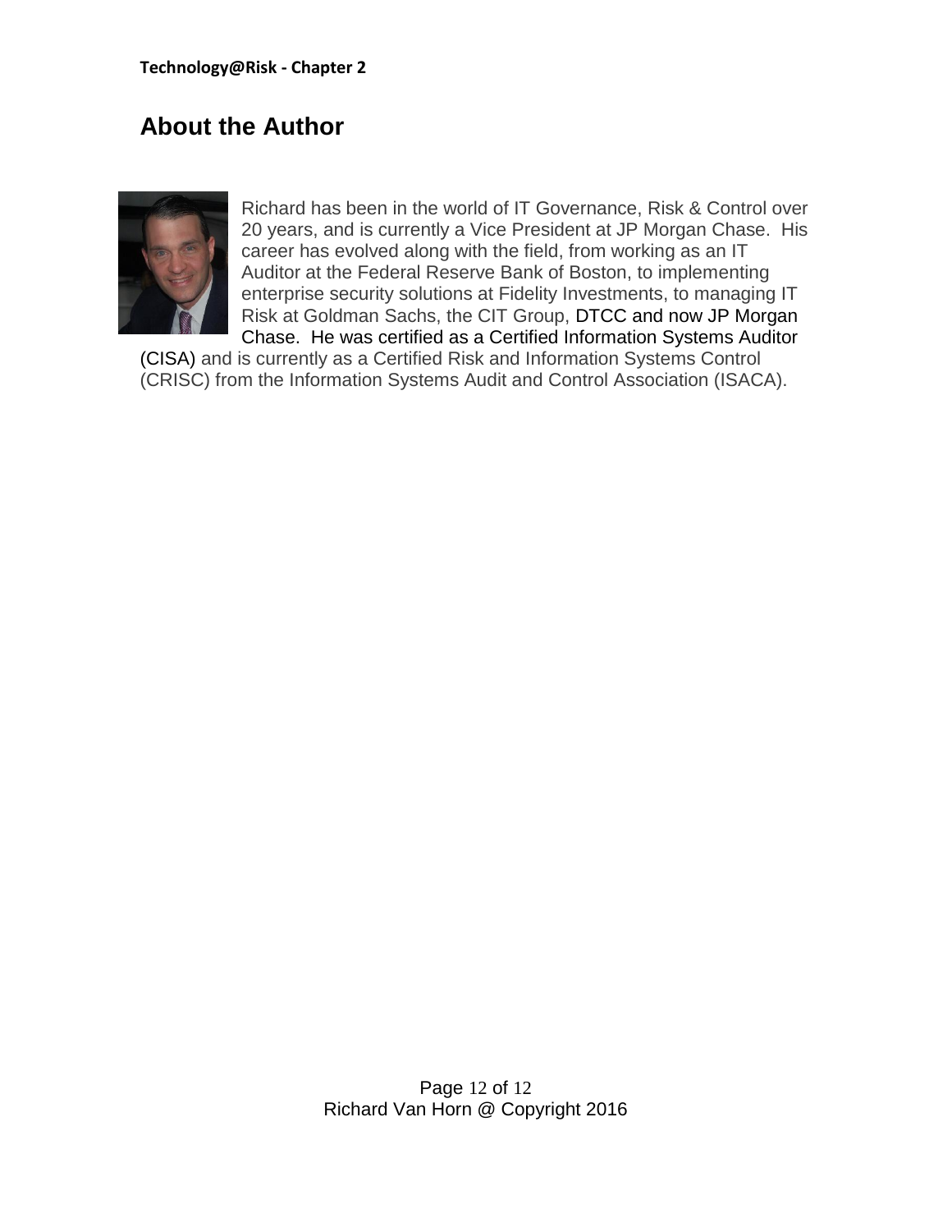## About the Author

Richard has been in the world of IT Governance, Risk & Control over 20 years, and is currently a Vice President at JP Morgan Chase. His career has evolved along with the field, from working as an IT Auditor at the Federal Reserve Bank of Boston, to implementing enterprise security solutions at Fidelity Investments, to managing IT Risk at Goldman Sachs, the CIT Group, DTCC and now JP Morgan Chase. He was certified as a Certified Information Systems Auditor (CISA) and is currently as a Certified Risk and Information Systems Control (CRISC) from the Information Systems Audit and Control Association (ISACA).